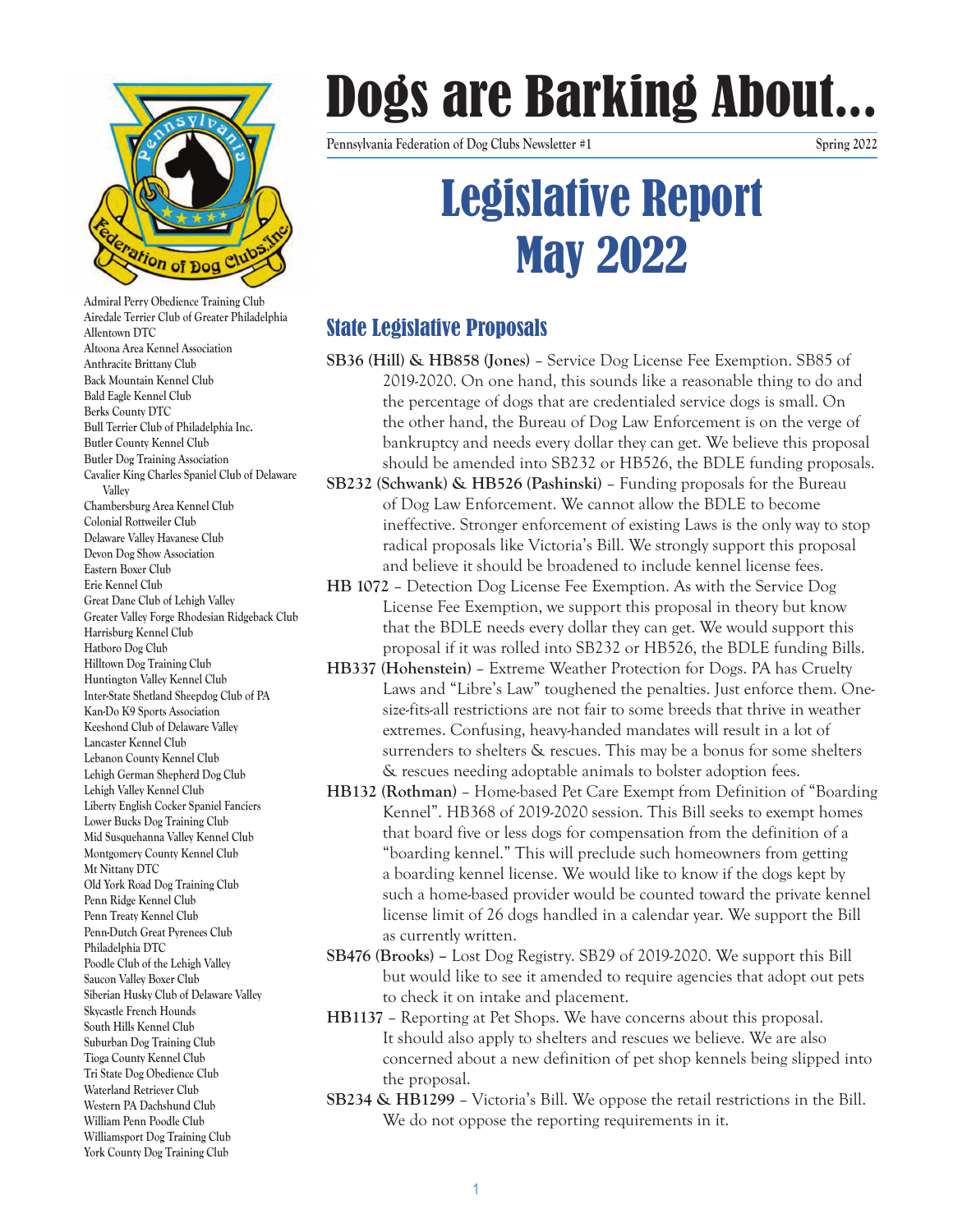# Dogs are Barking About...

Pennsylvania Federation of Dog Clubs Newsletter #1 Spring 2022

Admiral Perry Obedience Training Club
Airedale Terrier Club of Greater Philadelphia
Allentown DTC
Altoona Area Kennel Association
Anthracite Brittany Club
Back Mountain Kennel Club
Bald Eagle Kennel Club
Berks County DTC
Bull Terrier Club of Philadelphia Inc.
Butler County Kennel Club
Butler Dog Training Association
Cavalier King Charles Spaniel Club of Delaware Valley
Chambersburg Area Kennel Club
Colonial Rottweiler Club
Delaware Valley Havanese Club
Devon Dog Show Association
Eastern Boxer Club
Erie Kennel Club
Great Dane Club of Lehigh Valley
Greater Valley Forge Rhodesian Ridgeback Club
Harrisburg Kennel Club
Hatboro Dog Club
Hilltown Dog Training Club
Huntington Valley Kennel Club
Inter-State Shetland Sheepdog Club of PA
Kan-Do K9 Sports Association
Keeshond Club of Delaware Valley
Lancaster Kennel Club
Lebanon County Kennel Club
Lehigh German Shepherd Dog Club
Lehigh Valley Kennel Club
Liberty English Cocker Spaniel Fanciers
Lower Bucks Dog Training Club
Mid Susquehanna Valley Kennel Club
Montgomery County Kennel Club
Mt Nittany DTC
Old York Road Dog Training Club
Penn Ridge Kennel Club
Penn Treaty Kennel Club
Penn-Dutch Great Pyrenees Club
Philadelphia DTC
Poodle Club of the Lehigh Valley
Saucon Valley Boxer Club
Siberian Husky Club of Delaware Valley
Skycastle French Hounds
South Hills Kennel Club
Suburban Dog Training Club
Tioga County Kennel Club
Tri State Dog Obedience Club
Waterland Retriever Club
Western PA Dachshund Club
William Penn Poodle Club
Williamsport Dog Training Club
York County Dog Training Club

# Legislative Report May 2022

## State Legislative Proposals

**SB36 (Hill) & HB858 (Jones)** – Service Dog License Fee Exemption. SB85 of 2019-2020. On one hand, this sounds like a reasonable thing to do and the percentage of dogs that are credentialed service dogs is small. On the other hand, the Bureau of Dog Law Enforcement is on the verge of bankruptcy and needs every dollar they can get. We believe this proposal should be amended into SB232 or HB526, the BDLE funding proposals.

**SB232 (Schwank) & HB526 (Pashinski)** – Funding proposals for the Bureau of Dog Law Enforcement. We cannot allow the BDLE to become ineffective. Stronger enforcement of existing Laws is the only way to stop radical proposals like Victoria's Bill. We strongly support this proposal and believe it should be broadened to include kennel license fees.

**HB 1072** – Detection Dog License Fee Exemption. As with the Service Dog License Fee Exemption, we support this proposal in theory but know that the BDLE needs every dollar they can get. We would support this proposal if it was rolled into SB232 or HB526, the BDLE funding Bills.

**HB337 (Hohenstein)** – Extreme Weather Protection for Dogs. PA has Cruelty Laws and "Libre's Law" toughened the penalties. Just enforce them. One-size-fits-all restrictions are not fair to some breeds that thrive in weather extremes. Confusing, heavy-handed mandates will result in a lot of surrenders to shelters & rescues. This may be a bonus for some shelters & rescues needing adoptable animals to bolster adoption fees.

**HB132 (Rothman)** – Home-based Pet Care Exempt from Definition of "Boarding Kennel". HB368 of 2019-2020 session. This Bill seeks to exempt homes that board five or less dogs for compensation from the definition of a "boarding kennel." This will preclude such homeowners from getting a boarding kennel license. We would like to know if the dogs kept by such a home-based provider would be counted toward the private kennel license limit of 26 dogs handled in a calendar year. We support the Bill as currently written.

**SB476 (Brooks) –** Lost Dog Registry. SB29 of 2019-2020. We support this Bill but would like to see it amended to require agencies that adopt out pets to check it on intake and placement.

**HB1137** – Reporting at Pet Shops. We have concerns about this proposal. It should also apply to shelters and rescues we believe. We are also concerned about a new definition of pet shop kennels being slipped into the proposal.

**SB234 & HB1299** – Victoria's Bill. We oppose the retail restrictions in the Bill. We do not oppose the reporting requirements in it.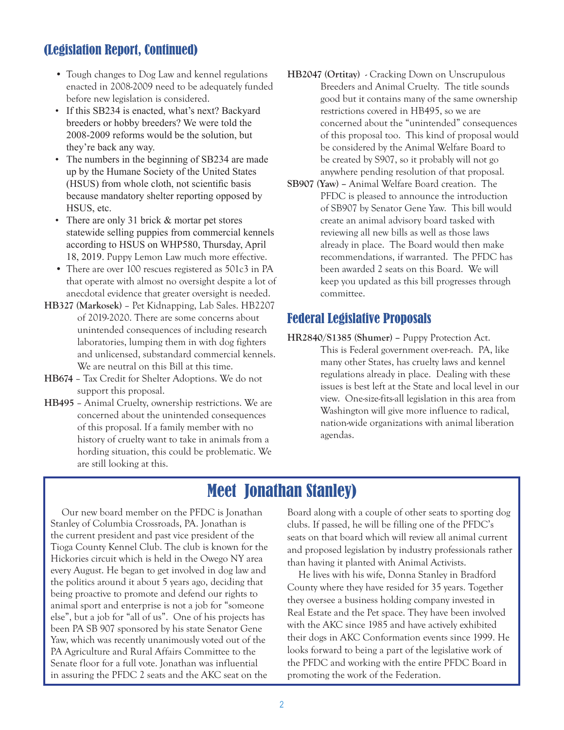## (Legislation Report, Continued)

- Tough changes to Dog Law and kennel regulations enacted in 2008-2009 need to be adequately funded before new legislation is considered.
- If this SB234 is enacted, what's next? Backyard breeders or hobby breeders? We were told the 2008-2009 reforms would be the solution, but they're back any way.
- The numbers in the beginning of SB234 are made up by the Humane Society of the United States (HSUS) from whole cloth, not scientific basis because mandatory shelter reporting opposed by HSUS, etc.
- There are only 31 brick & mortar pet stores statewide selling puppies from commercial kennels according to HSUS on WHP580, Thursday, April 18, 2019. Puppy Lemon Law much more effective.
- There are over 100 rescues registered as 501c3 in PA that operate with almost no oversight despite a lot of anecdotal evidence that greater oversight is needed.

**HB327 (Markosek)** – Pet Kidnapping, Lab Sales. HB2207 of 2019-2020. There are some concerns about unintended consequences of including research laboratories, lumping them in with dog fighters and unlicensed, substandard commercial kennels. We are neutral on this Bill at this time.

**HB674** – Tax Credit for Shelter Adoptions. We do not support this proposal.

**HB495** – Animal Cruelty, ownership restrictions. We are concerned about the unintended consequences of this proposal. If a family member with no history of cruelty want to take in animals from a hording situation, this could be problematic. We are still looking at this.

**HB2047 (Ortitay)** - Cracking Down on Unscrupulous Breeders and Animal Cruelty. The title sounds good but it contains many of the same ownership restrictions covered in HB495, so we are concerned about the "unintended" consequences of this proposal too. This kind of proposal would be considered by the Animal Welfare Board to be created by S907, so it probably will not go anywhere pending resolution of that proposal.

**SB907 (Yaw)** – Animal Welfare Board creation. The PFDC is pleased to announce the introduction of SB907 by Senator Gene Yaw. This bill would create an animal advisory board tasked with reviewing all new bills as well as those laws already in place. The Board would then make recommendations, if warranted. The PFDC has been awarded 2 seats on this Board. We will keep you updated as this bill progresses through committee.

## Federal Legislative Proposals

**HR2840/S1385 (Shumer)** – Puppy Protection Act. This is Federal government over-reach. PA, like many other States, has cruelty laws and kennel regulations already in place. Dealing with these issues is best left at the State and local level in our view. One-size-fits-all legislation in this area from Washington will give more influence to radical, nation-wide organizations with animal liberation agendas.

## Meet Jonathan Stanley)

Our new board member on the PFDC is Jonathan Stanley of Columbia Crossroads, PA. Jonathan is the current president and past vice president of the Tioga County Kennel Club. The club is known for the Hickories circuit which is held in the Owego NY area every August. He began to get involved in dog law and the politics around it about 5 years ago, deciding that being proactive to promote and defend our rights to animal sport and enterprise is not a job for "someone else", but a job for "all of us". One of his projects has been PA SB 907 sponsored by his state Senator Gene Yaw, which was recently unanimously voted out of the PA Agriculture and Rural Affairs Committee to the Senate floor for a full vote. Jonathan was influential in assuring the PFDC 2 seats and the AKC seat on the Board along with a couple of other seats to sporting dog clubs. If passed, he will be filling one of the PFDC's seats on that board which will review all animal current and proposed legislation by industry professionals rather than having it planted with Animal Activists.

He lives with his wife, Donna Stanley in Bradford County where they have resided for 35 years. Together they oversee a business holding company invested in Real Estate and the Pet space. They have been involved with the AKC since 1985 and have actively exhibited their dogs in AKC Conformation events since 1999. He looks forward to being a part of the legislative work of the PFDC and working with the entire PFDC Board in promoting the work of the Federation.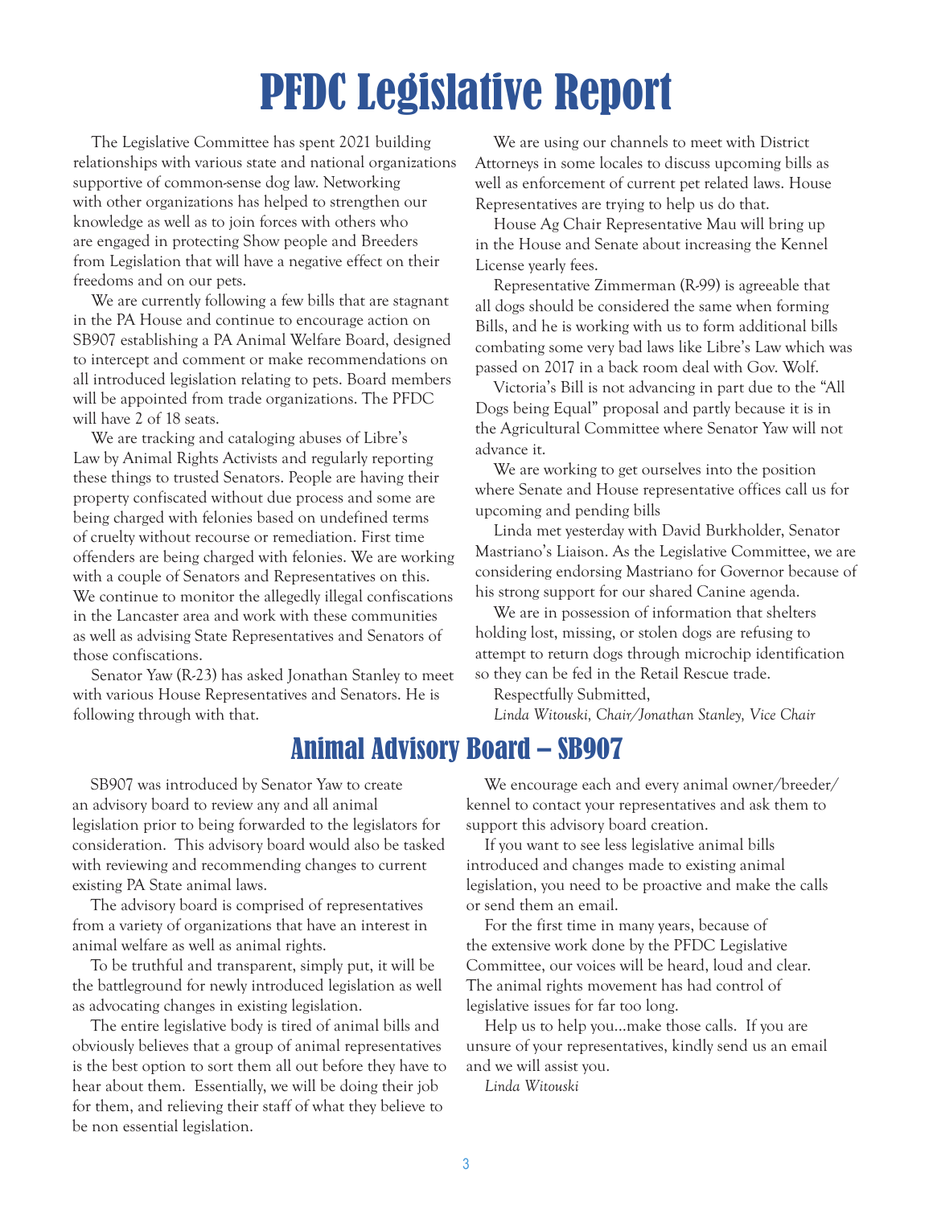# PFDC Legislative Report

The Legislative Committee has spent 2021 building relationships with various state and national organizations supportive of common-sense dog law. Networking with other organizations has helped to strengthen our knowledge as well as to join forces with others who are engaged in protecting Show people and Breeders from Legislation that will have a negative effect on their freedoms and on our pets.

We are currently following a few bills that are stagnant in the PA House and continue to encourage action on SB907 establishing a PA Animal Welfare Board, designed to intercept and comment or make recommendations on all introduced legislation relating to pets. Board members will be appointed from trade organizations. The PFDC will have 2 of 18 seats.

We are tracking and cataloging abuses of Libre's Law by Animal Rights Activists and regularly reporting these things to trusted Senators. People are having their property confiscated without due process and some are being charged with felonies based on undefined terms of cruelty without recourse or remediation. First time offenders are being charged with felonies. We are working with a couple of Senators and Representatives on this. We continue to monitor the allegedly illegal confiscations in the Lancaster area and work with these communities as well as advising State Representatives and Senators of those confiscations.

Senator Yaw (R-23) has asked Jonathan Stanley to meet with various House Representatives and Senators. He is following through with that.

We are using our channels to meet with District Attorneys in some locales to discuss upcoming bills as well as enforcement of current pet related laws. House Representatives are trying to help us do that.

House Ag Chair Representative Mau will bring up in the House and Senate about increasing the Kennel License yearly fees.

Representative Zimmerman (R-99) is agreeable that all dogs should be considered the same when forming Bills, and he is working with us to form additional bills combating some very bad laws like Libre's Law which was passed on 2017 in a back room deal with Gov. Wolf.

Victoria's Bill is not advancing in part due to the "All Dogs being Equal" proposal and partly because it is in the Agricultural Committee where Senator Yaw will not advance it.

We are working to get ourselves into the position where Senate and House representative offices call us for upcoming and pending bills

Linda met yesterday with David Burkholder, Senator Mastriano's Liaison. As the Legislative Committee, we are considering endorsing Mastriano for Governor because of his strong support for our shared Canine agenda.

We are in possession of information that shelters holding lost, missing, or stolen dogs are refusing to attempt to return dogs through microchip identification so they can be fed in the Retail Rescue trade.

Respectfully Submitted,

*Linda Witouski, Chair/Jonathan Stanley, Vice Chair*

## Animal Advisory Board – SB907

SB907 was introduced by Senator Yaw to create an advisory board to review any and all animal legislation prior to being forwarded to the legislators for consideration. This advisory board would also be tasked with reviewing and recommending changes to current existing PA State animal laws.

The advisory board is comprised of representatives from a variety of organizations that have an interest in animal welfare as well as animal rights.

To be truthful and transparent, simply put, it will be the battleground for newly introduced legislation as well as advocating changes in existing legislation.

The entire legislative body is tired of animal bills and obviously believes that a group of animal representatives is the best option to sort them all out before they have to hear about them. Essentially, we will be doing their job for them, and relieving their staff of what they believe to be non essential legislation.

We encourage each and every animal owner/breeder/kennel to contact your representatives and ask them to support this advisory board creation.

If you want to see less legislative animal bills introduced and changes made to existing animal legislation, you need to be proactive and make the calls or send them an email.

For the first time in many years, because of the extensive work done by the PFDC Legislative Committee, our voices will be heard, loud and clear. The animal rights movement has had control of legislative issues for far too long.

Help us to help you...make those calls. If you are unsure of your representatives, kindly send us an email and we will assist you.

*Linda Witouski*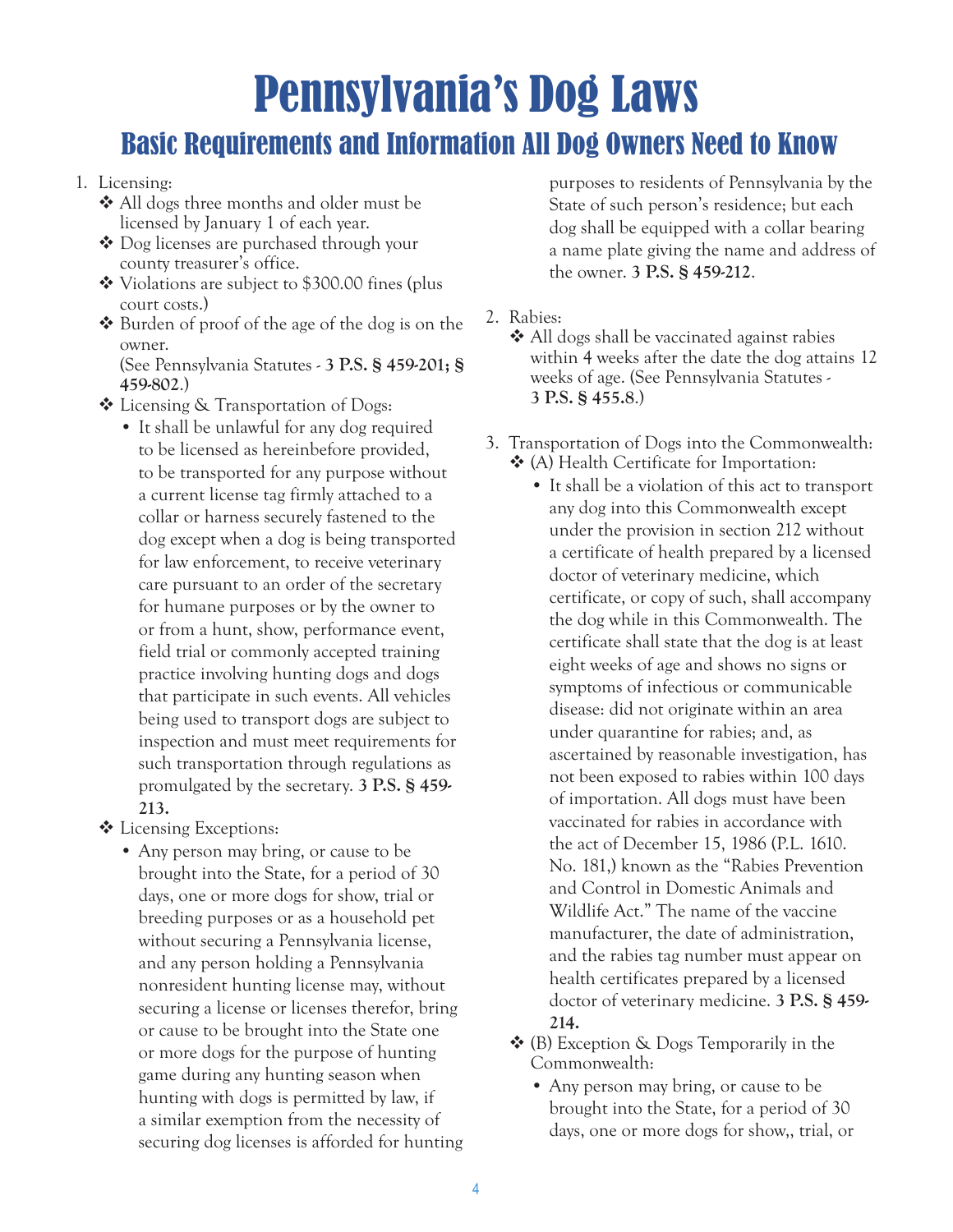# Pennsylvania's Dog Laws

## Basic Requirements and Information All Dog Owners Need to Know

1. Licensing:
   - ❖ All dogs three months and older must be licensed by January 1 of each year.
   - ❖ Dog licenses are purchased through your county treasurer's office.
   - ❖ Violations are subject to $300.00 fines (plus court costs.)
   - ❖ Burden of proof of the age of the dog is on the owner.
     (See Pennsylvania Statutes - **3 P.S. § 459-201; § 459-802**.)
   - ❖ Licensing & Transportation of Dogs:
     - It shall be unlawful for any dog required to be licensed as hereinbefore provided, to be transported for any purpose without a current license tag firmly attached to a collar or harness securely fastened to the dog except when a dog is being transported for law enforcement, to receive veterinary care pursuant to an order of the secretary for humane purposes or by the owner to or from a hunt, show, performance event, field trial or commonly accepted training practice involving hunting dogs and dogs that participate in such events. All vehicles being used to transport dogs are subject to inspection and must meet requirements for such transportation through regulations as promulgated by the secretary. **3 P.S. § 459-213.**
   - ❖ Licensing Exceptions:
     - Any person may bring, or cause to be brought into the State, for a period of 30 days, one or more dogs for show, trial or breeding purposes or as a household pet without securing a Pennsylvania license, and any person holding a Pennsylvania nonresident hunting license may, without securing a license or licenses therefor, bring or cause to be brought into the State one or more dogs for the purpose of hunting game during any hunting season when hunting with dogs is permitted by law, if a similar exemption from the necessity of securing dog licenses is afforded for hunting purposes to residents of Pennsylvania by the State of such person's residence; but each dog shall be equipped with a collar bearing a name plate giving the name and address of the owner. **3 P.S. § 459-212**.

2. Rabies:
   - ❖ All dogs shall be vaccinated against rabies within 4 weeks after the date the dog attains 12 weeks of age. (See Pennsylvania Statutes - **3 P.S. § 455.8**.)

3. Transportation of Dogs into the Commonwealth:
   - ❖ (A) Health Certificate for Importation:
     - It shall be a violation of this act to transport any dog into this Commonwealth except under the provision in section 212 without a certificate of health prepared by a licensed doctor of veterinary medicine, which certificate, or copy of such, shall accompany the dog while in this Commonwealth. The certificate shall state that the dog is at least eight weeks of age and shows no signs or symptoms of infectious or communicable disease: did not originate within an area under quarantine for rabies; and, as ascertained by reasonable investigation, has not been exposed to rabies within 100 days of importation. All dogs must have been vaccinated for rabies in accordance with the act of December 15, 1986 (P.L. 1610. No. 181,) known as the "Rabies Prevention and Control in Domestic Animals and Wildlife Act." The name of the vaccine manufacturer, the date of administration, and the rabies tag number must appear on health certificates prepared by a licensed doctor of veterinary medicine. **3 P.S. § 459-214.**
   - ❖ (B) Exception & Dogs Temporarily in the Commonwealth:
     - Any person may bring, or cause to be brought into the State, for a period of 30 days, one or more dogs for show,, trial, or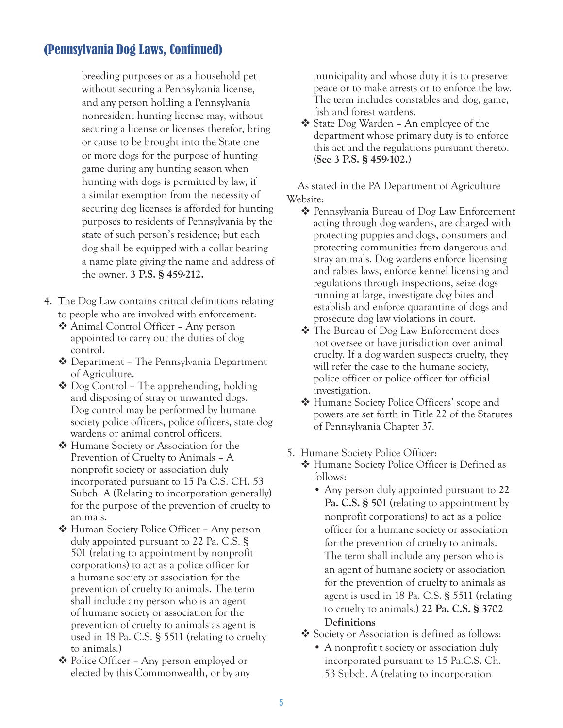## (Pennsylvania Dog Laws, Continued)

breeding purposes or as a household pet without securing a Pennsylvania license, and any person holding a Pennsylvania nonresident hunting license may, without securing a license or licenses therefor, bring or cause to be brought into the State one or more dogs for the purpose of hunting game during any hunting season when hunting with dogs is permitted by law, if a similar exemption from the necessity of securing dog licenses is afforded for hunting purposes to residents of Pennsylvania by the state of such person's residence; but each dog shall be equipped with a collar bearing a name plate giving the name and address of the owner. **3 P.S. § 459-212.**

4. The Dog Law contains critical definitions relating to people who are involved with enforcement:
   - ❖ Animal Control Officer – Any person appointed to carry out the duties of dog control.
   - ❖ Department – The Pennsylvania Department of Agriculture.
   - ❖ Dog Control – The apprehending, holding and disposing of stray or unwanted dogs. Dog control may be performed by humane society police officers, police officers, state dog wardens or animal control officers.
   - ❖ Humane Society or Association for the Prevention of Cruelty to Animals – A nonprofit society or association duly incorporated pursuant to 15 Pa C.S. CH. 53 Subch. A (Relating to incorporation generally) for the purpose of the prevention of cruelty to animals.
   - ❖ Human Society Police Officer – Any person duly appointed pursuant to 22 Pa. C.S. § 501 (relating to appointment by nonprofit corporations) to act as a police officer for a humane society or association for the prevention of cruelty to animals. The term shall include any person who is an agent of humane society or association for the prevention of cruelty to animals as agent is used in 18 Pa. C.S. § 5511 (relating to cruelty to animals.)
   - ❖ Police Officer – Any person employed or elected by this Commonwealth, or by any municipality and whose duty it is to preserve peace or to make arrests or to enforce the law. The term includes constables and dog, game, fish and forest wardens.
   - ❖ State Dog Warden – An employee of the department whose primary duty is to enforce this act and the regulations pursuant thereto. **(See 3 P.S. § 459-102.)**

As stated in the PA Department of Agriculture Website:

- ❖ Pennsylvania Bureau of Dog Law Enforcement acting through dog wardens, are charged with protecting puppies and dogs, consumers and protecting communities from dangerous and stray animals. Dog wardens enforce licensing and rabies laws, enforce kennel licensing and regulations through inspections, seize dogs running at large, investigate dog bites and establish and enforce quarantine of dogs and prosecute dog law violations in court.
- ❖ The Bureau of Dog Law Enforcement does not oversee or have jurisdiction over animal cruelty. If a dog warden suspects cruelty, they will refer the case to the humane society, police officer or police officer for official investigation.
- ❖ Humane Society Police Officers' scope and powers are set forth in Title 22 of the Statutes of Pennsylvania Chapter 37.

5. Humane Society Police Officer:
   - ❖ Humane Society Police Officer is Defined as follows:
     - Any person duly appointed pursuant to **22 Pa. C.S. § 501** (relating to appointment by nonprofit corporations) to act as a police officer for a humane society or association for the prevention of cruelty to animals. The term shall include any person who is an agent of humane society or association for the prevention of cruelty to animals as agent is used in 18 Pa. C.S. § 5511 (relating to cruelty to animals.) **22 Pa. C.S. § 3702 Definitions**
   - ❖ Society or Association is defined as follows:
     - A nonprofit t society or association duly incorporated pursuant to 15 Pa.C.S. Ch. 53 Subch. A (relating to incorporation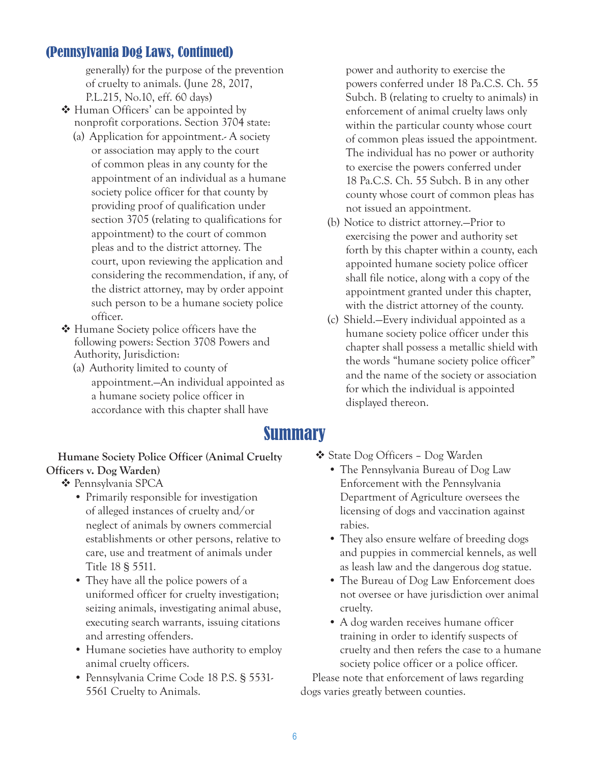## (Pennsylvania Dog Laws, Continued)

generally) for the purpose of the prevention of cruelty to animals. (June 28, 2017, P.L.215, No.10, eff. 60 days)

- Human Officers' can be appointed by nonprofit corporations. Section 3704 state:
  - (a) Application for appointment.- A society or association may apply to the court of common pleas in any county for the appointment of an individual as a humane society police officer for that county by providing proof of qualification under section 3705 (relating to qualifications for appointment) to the court of common pleas and to the district attorney. The court, upon reviewing the application and considering the recommendation, if any, of the district attorney, may by order appoint such person to be a humane society police officer.
- Humane Society police officers have the following powers: Section 3708 Powers and Authority, Jurisdiction:
  - (a) Authority limited to county of appointment.—An individual appointed as a humane society police officer in accordance with this chapter shall have power and authority to exercise the powers conferred under 18 Pa.C.S. Ch. 55 Subch. B (relating to cruelty to animals) in enforcement of animal cruelty laws only within the particular county whose court of common pleas issued the appointment. The individual has no power or authority to exercise the powers conferred under 18 Pa.C.S. Ch. 55 Subch. B in any other county whose court of common pleas has not issued an appointment.
  - (b) Notice to district attorney.—Prior to exercising the power and authority set forth by this chapter within a county, each appointed humane society police officer shall file notice, along with a copy of the appointment granted under this chapter, with the district attorney of the county.
  - (c) Shield.—Every individual appointed as a humane society police officer under this chapter shall possess a metallic shield with the words "humane society police officer" and the name of the society or association for which the individual is appointed displayed thereon.

# Summary

**Humane Society Police Officer (Animal Cruelty Officers v. Dog Warden)**

- Pennsylvania SPCA
  - Primarily responsible for investigation of alleged instances of cruelty and/or neglect of animals by owners commercial establishments or other persons, relative to care, use and treatment of animals under Title 18 § 5511.
  - They have all the police powers of a uniformed officer for cruelty investigation; seizing animals, investigating animal abuse, executing search warrants, issuing citations and arresting offenders.
  - Humane societies have authority to employ animal cruelty officers.
  - Pennsylvania Crime Code 18 P.S. § 5531-5561 Cruelty to Animals.
- State Dog Officers – Dog Warden
  - The Pennsylvania Bureau of Dog Law Enforcement with the Pennsylvania Department of Agriculture oversees the licensing of dogs and vaccination against rabies.
  - They also ensure welfare of breeding dogs and puppies in commercial kennels, as well as leash law and the dangerous dog statue.
  - The Bureau of Dog Law Enforcement does not oversee or have jurisdiction over animal cruelty.
  - A dog warden receives humane officer training in order to identify suspects of cruelty and then refers the case to a humane society police officer or a police officer.

Please note that enforcement of laws regarding dogs varies greatly between counties.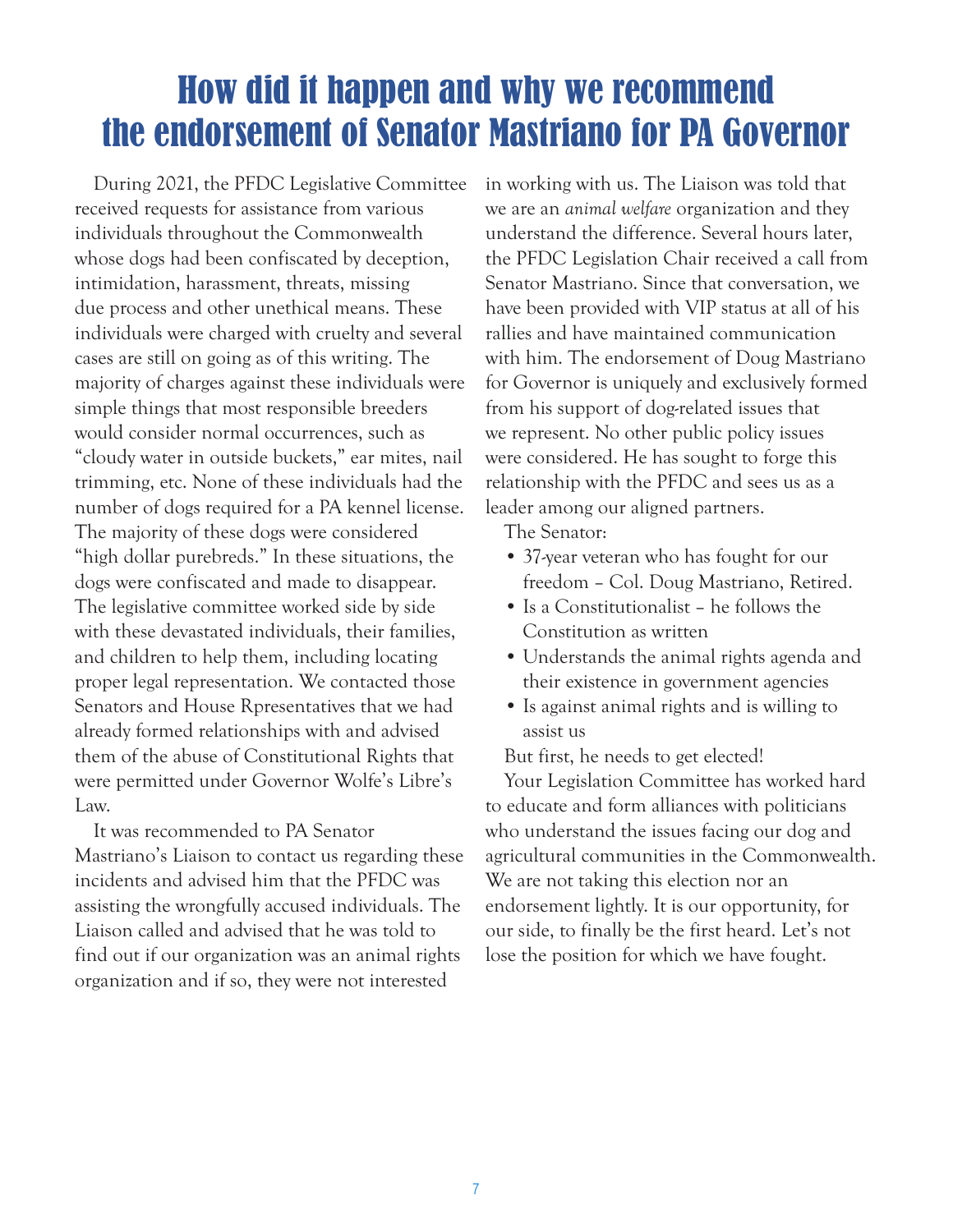# How did it happen and why we recommend the endorsement of Senator Mastriano for PA Governor

During 2021, the PFDC Legislative Committee received requests for assistance from various individuals throughout the Commonwealth whose dogs had been confiscated by deception, intimidation, harassment, threats, missing due process and other unethical means. These individuals were charged with cruelty and several cases are still on going as of this writing. The majority of charges against these individuals were simple things that most responsible breeders would consider normal occurrences, such as "cloudy water in outside buckets," ear mites, nail trimming, etc. None of these individuals had the number of dogs required for a PA kennel license. The majority of these dogs were considered "high dollar purebreds." In these situations, the dogs were confiscated and made to disappear. The legislative committee worked side by side with these devastated individuals, their families, and children to help them, including locating proper legal representation. We contacted those Senators and House Rpresentatives that we had already formed relationships with and advised them of the abuse of Constitutional Rights that were permitted under Governor Wolfe's Libre's Law.

It was recommended to PA Senator Mastriano's Liaison to contact us regarding these incidents and advised him that the PFDC was assisting the wrongfully accused individuals. The Liaison called and advised that he was told to find out if our organization was an animal rights organization and if so, they were not interested in working with us. The Liaison was told that we are an *animal welfare* organization and they understand the difference. Several hours later, the PFDC Legislation Chair received a call from Senator Mastriano. Since that conversation, we have been provided with VIP status at all of his rallies and have maintained communication with him. The endorsement of Doug Mastriano for Governor is uniquely and exclusively formed from his support of dog-related issues that we represent. No other public policy issues were considered. He has sought to forge this relationship with the PFDC and sees us as a leader among our aligned partners.

The Senator:

- 37-year veteran who has fought for our freedom – Col. Doug Mastriano, Retired.
- Is a Constitutionalist – he follows the Constitution as written
- Understands the animal rights agenda and their existence in government agencies
- Is against animal rights and is willing to assist us

But first, he needs to get elected!

Your Legislation Committee has worked hard to educate and form alliances with politicians who understand the issues facing our dog and agricultural communities in the Commonwealth. We are not taking this election nor an endorsement lightly. It is our opportunity, for our side, to finally be the first heard. Let's not lose the position for which we have fought.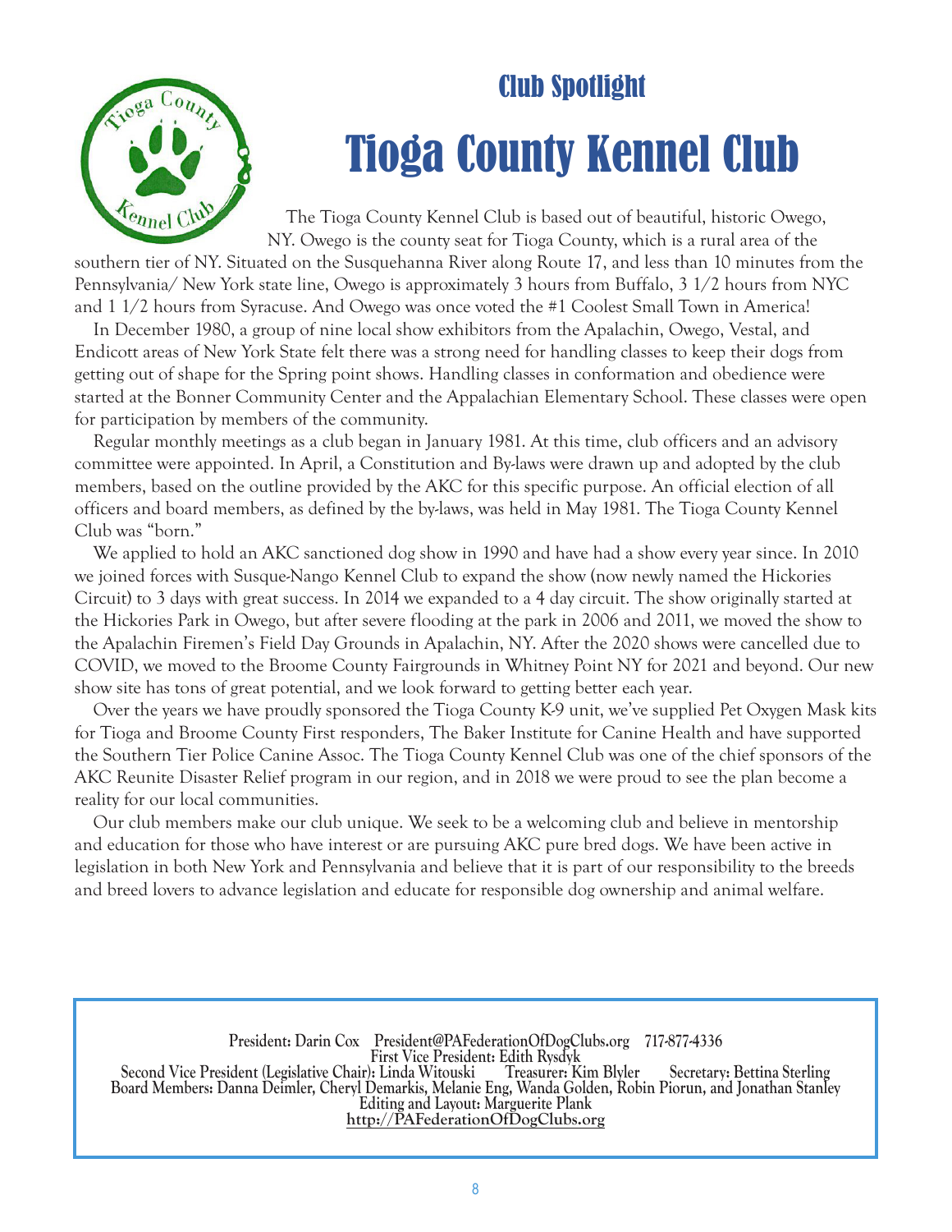## Club Spotlight

# Tioga County Kennel Club

The Tioga County Kennel Club is based out of beautiful, historic Owego, NY. Owego is the county seat for Tioga County, which is a rural area of the southern tier of NY. Situated on the Susquehanna River along Route 17, and less than 10 minutes from the Pennsylvania/ New York state line, Owego is approximately 3 hours from Buffalo, 3 1/2 hours from NYC and 1 1/2 hours from Syracuse. And Owego was once voted the #1 Coolest Small Town in America!

In December 1980, a group of nine local show exhibitors from the Apalachin, Owego, Vestal, and Endicott areas of New York State felt there was a strong need for handling classes to keep their dogs from getting out of shape for the Spring point shows. Handling classes in conformation and obedience were started at the Bonner Community Center and the Appalachian Elementary School. These classes were open for participation by members of the community.

Regular monthly meetings as a club began in January 1981. At this time, club officers and an advisory committee were appointed. In April, a Constitution and By-laws were drawn up and adopted by the club members, based on the outline provided by the AKC for this specific purpose. An official election of all officers and board members, as defined by the by-laws, was held in May 1981. The Tioga County Kennel Club was "born."

We applied to hold an AKC sanctioned dog show in 1990 and have had a show every year since. In 2010 we joined forces with Susque-Nango Kennel Club to expand the show (now newly named the Hickories Circuit) to 3 days with great success. In 2014 we expanded to a 4 day circuit. The show originally started at the Hickories Park in Owego, but after severe flooding at the park in 2006 and 2011, we moved the show to the Apalachin Firemen's Field Day Grounds in Apalachin, NY. After the 2020 shows were cancelled due to COVID, we moved to the Broome County Fairgrounds in Whitney Point NY for 2021 and beyond. Our new show site has tons of great potential, and we look forward to getting better each year.

Over the years we have proudly sponsored the Tioga County K-9 unit, we've supplied Pet Oxygen Mask kits for Tioga and Broome County First responders, The Baker Institute for Canine Health and have supported the Southern Tier Police Canine Assoc. The Tioga County Kennel Club was one of the chief sponsors of the AKC Reunite Disaster Relief program in our region, and in 2018 we were proud to see the plan become a reality for our local communities.

Our club members make our club unique. We seek to be a welcoming club and believe in mentorship and education for those who have interest or are pursuing AKC pure bred dogs. We have been active in legislation in both New York and Pennsylvania and believe that it is part of our responsibility to the breeds and breed lovers to advance legislation and educate for responsible dog ownership and animal welfare.

**President: Darin Cox President@PAFederationOfDogClubs.org 717-877-4336**
**First Vice President: Edith Rysdyk**
**Second Vice President (Legislative Chair): Linda Witouski Treasurer: Kim Blyler Secretary: Bettina Sterling**
**Board Members: Danna Deimler, Cheryl Demarkis, Melanie Eng, Wanda Golden, Robin Piorun, and Jonathan Stanley**
**Editing and Layout: Marguerite Plank**
**http://PAFederationOfDogClubs.org**